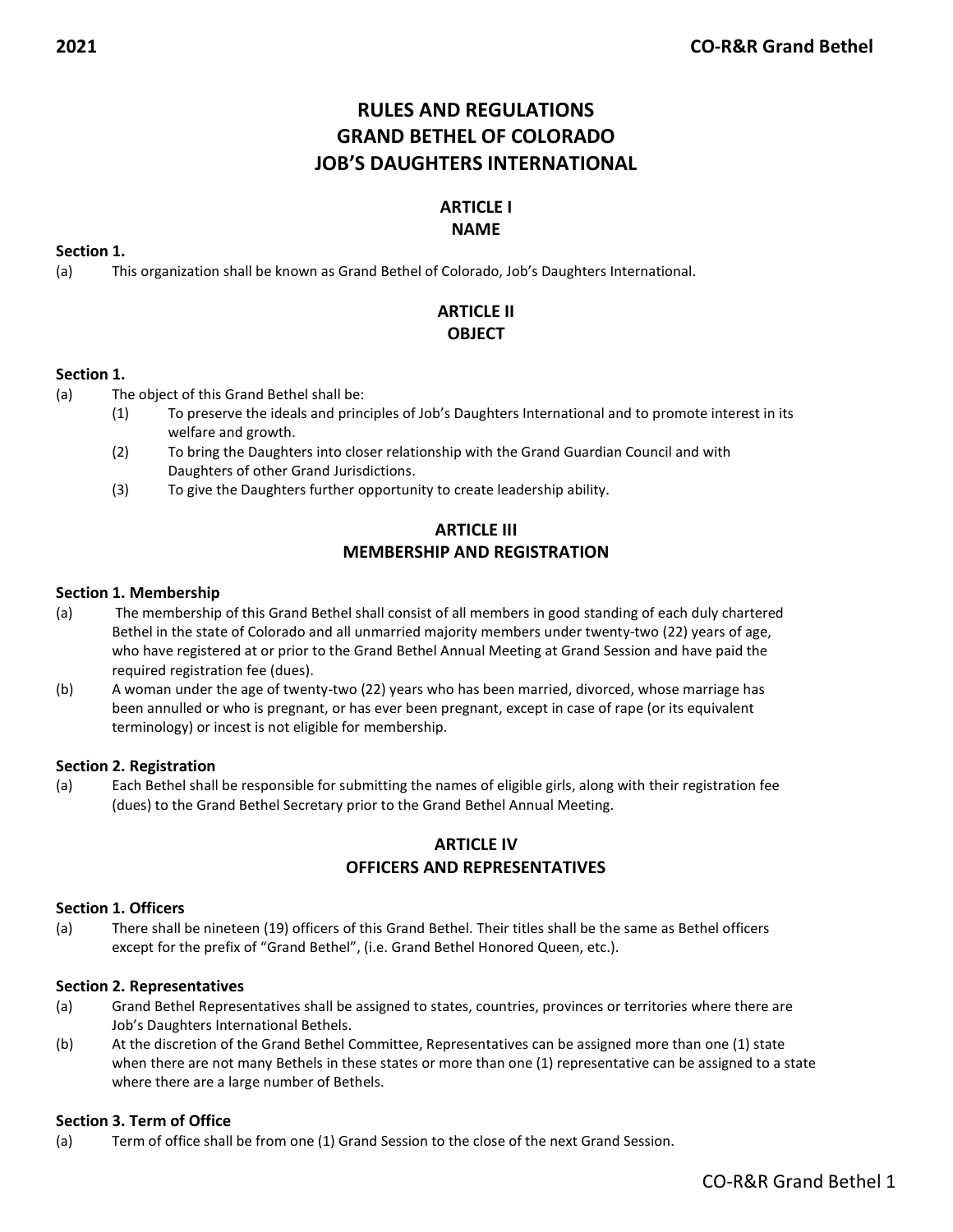# RULES AND REGULATIONS
# GRAND BETHEL OF COLORADO
# JOB'S DAUGHTERS INTERNATIONAL

## ARTICLE I
## NAME

**Section 1.**

(a) This organization shall be known as Grand Bethel of Colorado, Job's Daughters International.

## ARTICLE II
## OBJECT

**Section 1.**

(a) The object of this Grand Bethel shall be:
   - (1) To preserve the ideals and principles of Job's Daughters International and to promote interest in its welfare and growth.
   - (2) To bring the Daughters into closer relationship with the Grand Guardian Council and with Daughters of other Grand Jurisdictions.
   - (3) To give the Daughters further opportunity to create leadership ability.

## ARTICLE III
## MEMBERSHIP AND REGISTRATION

**Section 1. Membership**

(a) The membership of this Grand Bethel shall consist of all members in good standing of each duly chartered Bethel in the state of Colorado and all unmarried majority members under twenty-two (22) years of age, who have registered at or prior to the Grand Bethel Annual Meeting at Grand Session and have paid the required registration fee (dues).

(b) A woman under the age of twenty-two (22) years who has been married, divorced, whose marriage has been annulled or who is pregnant, or has ever been pregnant, except in case of rape (or its equivalent terminology) or incest is not eligible for membership.

**Section 2. Registration**

(a) Each Bethel shall be responsible for submitting the names of eligible girls, along with their registration fee (dues) to the Grand Bethel Secretary prior to the Grand Bethel Annual Meeting.

## ARTICLE IV
## OFFICERS AND REPRESENTATIVES

**Section 1. Officers**

(a) There shall be nineteen (19) officers of this Grand Bethel. Their titles shall be the same as Bethel officers except for the prefix of "Grand Bethel", (i.e. Grand Bethel Honored Queen, etc.).

**Section 2. Representatives**

(a) Grand Bethel Representatives shall be assigned to states, countries, provinces or territories where there are Job's Daughters International Bethels.

(b) At the discretion of the Grand Bethel Committee, Representatives can be assigned more than one (1) state when there are not many Bethels in these states or more than one (1) representative can be assigned to a state where there are a large number of Bethels.

**Section 3. Term of Office**

(a) Term of office shall be from one (1) Grand Session to the close of the next Grand Session.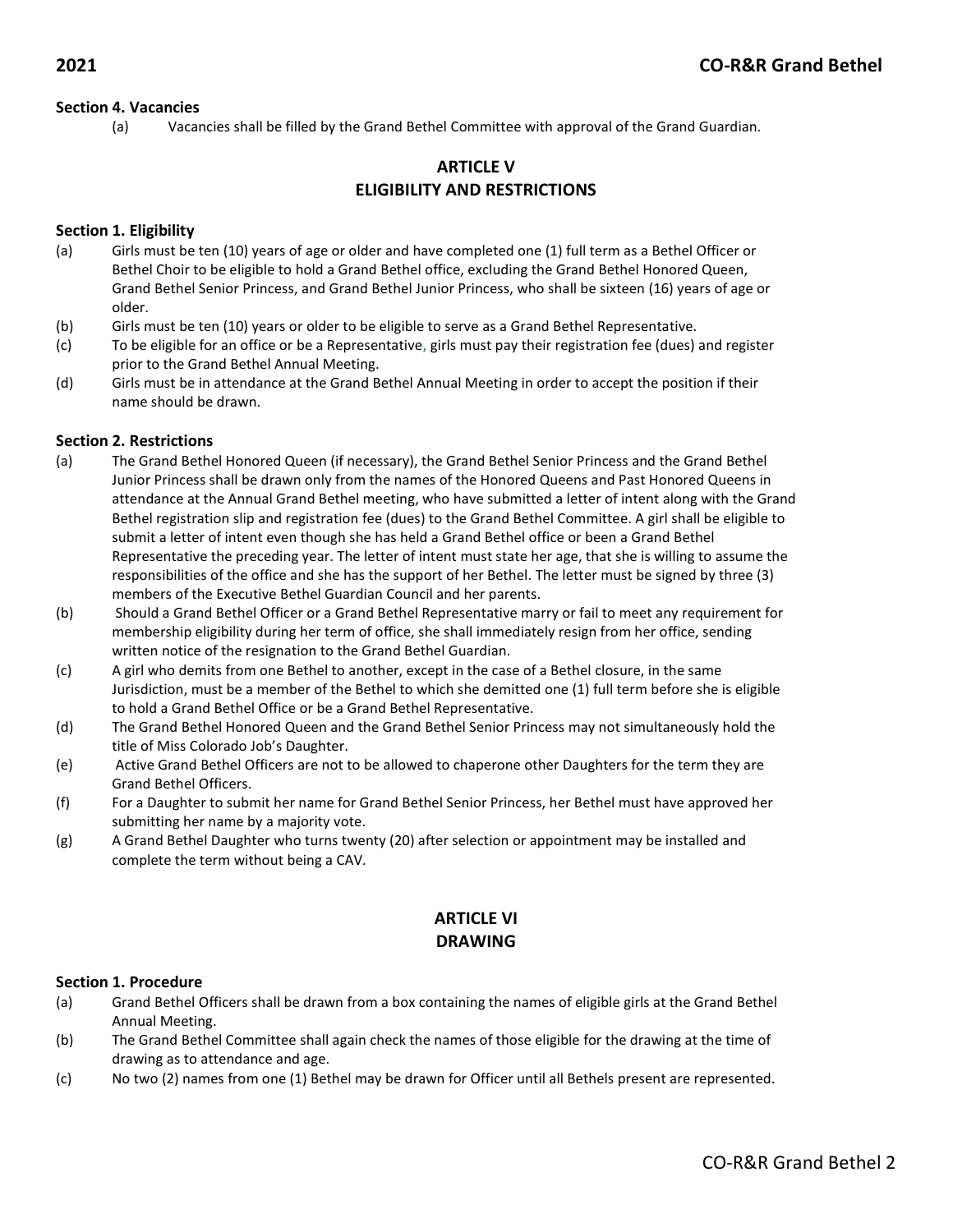### Section 4. Vacancies

(a) Vacancies shall be filled by the Grand Bethel Committee with approval of the Grand Guardian.

## ARTICLE V
## ELIGIBILITY AND RESTRICTIONS

### Section 1. Eligibility

(a) Girls must be ten (10) years of age or older and have completed one (1) full term as a Bethel Officer or Bethel Choir to be eligible to hold a Grand Bethel office, excluding the Grand Bethel Honored Queen, Grand Bethel Senior Princess, and Grand Bethel Junior Princess, who shall be sixteen (16) years of age or older.

(b) Girls must be ten (10) years or older to be eligible to serve as a Grand Bethel Representative.

(c) To be eligible for an office or be a Representative, girls must pay their registration fee (dues) and register prior to the Grand Bethel Annual Meeting.

(d) Girls must be in attendance at the Grand Bethel Annual Meeting in order to accept the position if their name should be drawn.

### Section 2. Restrictions

(a) The Grand Bethel Honored Queen (if necessary), the Grand Bethel Senior Princess and the Grand Bethel Junior Princess shall be drawn only from the names of the Honored Queens and Past Honored Queens in attendance at the Annual Grand Bethel meeting, who have submitted a letter of intent along with the Grand Bethel registration slip and registration fee (dues) to the Grand Bethel Committee. A girl shall be eligible to submit a letter of intent even though she has held a Grand Bethel office or been a Grand Bethel Representative the preceding year. The letter of intent must state her age, that she is willing to assume the responsibilities of the office and she has the support of her Bethel. The letter must be signed by three (3) members of the Executive Bethel Guardian Council and her parents.

(b) Should a Grand Bethel Officer or a Grand Bethel Representative marry or fail to meet any requirement for membership eligibility during her term of office, she shall immediately resign from her office, sending written notice of the resignation to the Grand Bethel Guardian.

(c) A girl who demits from one Bethel to another, except in the case of a Bethel closure, in the same Jurisdiction, must be a member of the Bethel to which she demitted one (1) full term before she is eligible to hold a Grand Bethel Office or be a Grand Bethel Representative.

(d) The Grand Bethel Honored Queen and the Grand Bethel Senior Princess may not simultaneously hold the title of Miss Colorado Job's Daughter.

(e) Active Grand Bethel Officers are not to be allowed to chaperone other Daughters for the term they are Grand Bethel Officers.

(f) For a Daughter to submit her name for Grand Bethel Senior Princess, her Bethel must have approved her submitting her name by a majority vote.

(g) A Grand Bethel Daughter who turns twenty (20) after selection or appointment may be installed and complete the term without being a CAV.

## ARTICLE VI
## DRAWING

### Section 1. Procedure

(a) Grand Bethel Officers shall be drawn from a box containing the names of eligible girls at the Grand Bethel Annual Meeting.

(b) The Grand Bethel Committee shall again check the names of those eligible for the drawing at the time of drawing as to attendance and age.

(c) No two (2) names from one (1) Bethel may be drawn for Officer until all Bethels present are represented.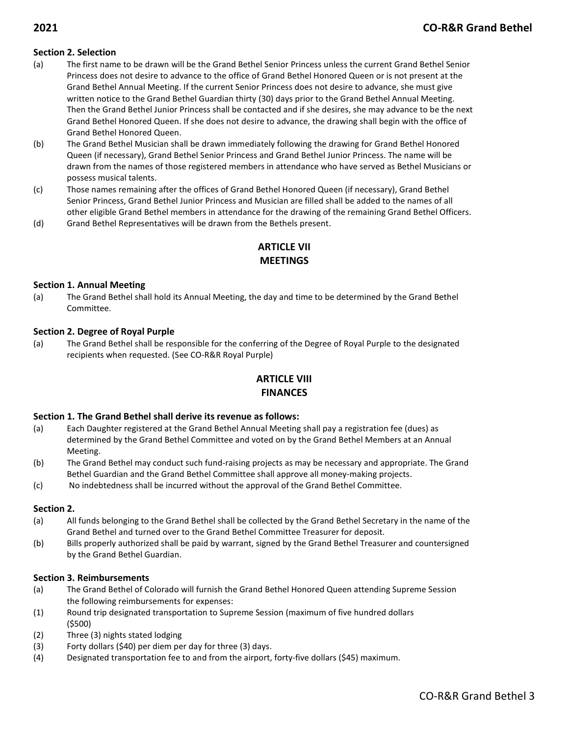### Section 2. Selection

(a) The first name to be drawn will be the Grand Bethel Senior Princess unless the current Grand Bethel Senior Princess does not desire to advance to the office of Grand Bethel Honored Queen or is not present at the Grand Bethel Annual Meeting. If the current Senior Princess does not desire to advance, she must give written notice to the Grand Bethel Guardian thirty (30) days prior to the Grand Bethel Annual Meeting. Then the Grand Bethel Junior Princess shall be contacted and if she desires, she may advance to be the next Grand Bethel Honored Queen. If she does not desire to advance, the drawing shall begin with the office of Grand Bethel Honored Queen.

(b) The Grand Bethel Musician shall be drawn immediately following the drawing for Grand Bethel Honored Queen (if necessary), Grand Bethel Senior Princess and Grand Bethel Junior Princess. The name will be drawn from the names of those registered members in attendance who have served as Bethel Musicians or possess musical talents.

(c) Those names remaining after the offices of Grand Bethel Honored Queen (if necessary), Grand Bethel Senior Princess, Grand Bethel Junior Princess and Musician are filled shall be added to the names of all other eligible Grand Bethel members in attendance for the drawing of the remaining Grand Bethel Officers.

(d) Grand Bethel Representatives will be drawn from the Bethels present.

## ARTICLE VII
## MEETINGS

### Section 1. Annual Meeting

(a) The Grand Bethel shall hold its Annual Meeting, the day and time to be determined by the Grand Bethel Committee.

### Section 2. Degree of Royal Purple

(a) The Grand Bethel shall be responsible for the conferring of the Degree of Royal Purple to the designated recipients when requested. (See CO-R&R Royal Purple)

## ARTICLE VIII
## FINANCES

### Section 1. The Grand Bethel shall derive its revenue as follows:

(a) Each Daughter registered at the Grand Bethel Annual Meeting shall pay a registration fee (dues) as determined by the Grand Bethel Committee and voted on by the Grand Bethel Members at an Annual Meeting.

(b) The Grand Bethel may conduct such fund-raising projects as may be necessary and appropriate. The Grand Bethel Guardian and the Grand Bethel Committee shall approve all money-making projects.

(c) No indebtedness shall be incurred without the approval of the Grand Bethel Committee.

### Section 2.

(a) All funds belonging to the Grand Bethel shall be collected by the Grand Bethel Secretary in the name of the Grand Bethel and turned over to the Grand Bethel Committee Treasurer for deposit.

(b) Bills properly authorized shall be paid by warrant, signed by the Grand Bethel Treasurer and countersigned by the Grand Bethel Guardian.

### Section 3. Reimbursements

(a) The Grand Bethel of Colorado will furnish the Grand Bethel Honored Queen attending Supreme Session the following reimbursements for expenses:

(1) Round trip designated transportation to Supreme Session (maximum of five hundred dollars ($500)

(2) Three (3) nights stated lodging

(3) Forty dollars ($40) per diem per day for three (3) days.

(4) Designated transportation fee to and from the airport, forty-five dollars ($45) maximum.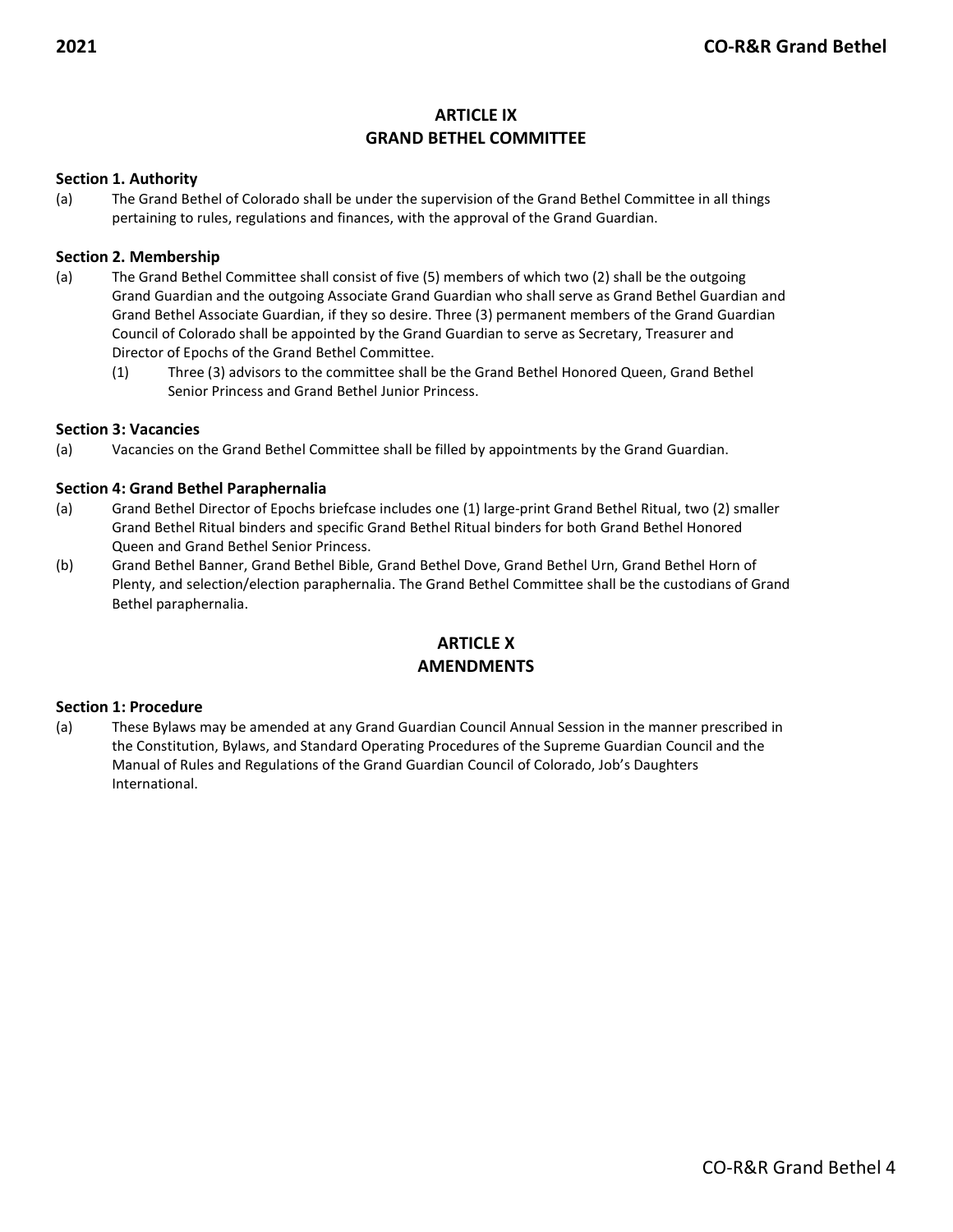## ARTICLE IX
## GRAND BETHEL COMMITTEE

### Section 1. Authority

(a) The Grand Bethel of Colorado shall be under the supervision of the Grand Bethel Committee in all things pertaining to rules, regulations and finances, with the approval of the Grand Guardian.

### Section 2. Membership

(a) The Grand Bethel Committee shall consist of five (5) members of which two (2) shall be the outgoing Grand Guardian and the outgoing Associate Grand Guardian who shall serve as Grand Bethel Guardian and Grand Bethel Associate Guardian, if they so desire. Three (3) permanent members of the Grand Guardian Council of Colorado shall be appointed by the Grand Guardian to serve as Secretary, Treasurer and Director of Epochs of the Grand Bethel Committee.

  (1) Three (3) advisors to the committee shall be the Grand Bethel Honored Queen, Grand Bethel Senior Princess and Grand Bethel Junior Princess.

### Section 3: Vacancies

(a) Vacancies on the Grand Bethel Committee shall be filled by appointments by the Grand Guardian.

### Section 4: Grand Bethel Paraphernalia

(a) Grand Bethel Director of Epochs briefcase includes one (1) large-print Grand Bethel Ritual, two (2) smaller Grand Bethel Ritual binders and specific Grand Bethel Ritual binders for both Grand Bethel Honored Queen and Grand Bethel Senior Princess.

(b) Grand Bethel Banner, Grand Bethel Bible, Grand Bethel Dove, Grand Bethel Urn, Grand Bethel Horn of Plenty, and selection/election paraphernalia. The Grand Bethel Committee shall be the custodians of Grand Bethel paraphernalia.

## ARTICLE X
## AMENDMENTS

### Section 1: Procedure

(a) These Bylaws may be amended at any Grand Guardian Council Annual Session in the manner prescribed in the Constitution, Bylaws, and Standard Operating Procedures of the Supreme Guardian Council and the Manual of Rules and Regulations of the Grand Guardian Council of Colorado, Job's Daughters International.